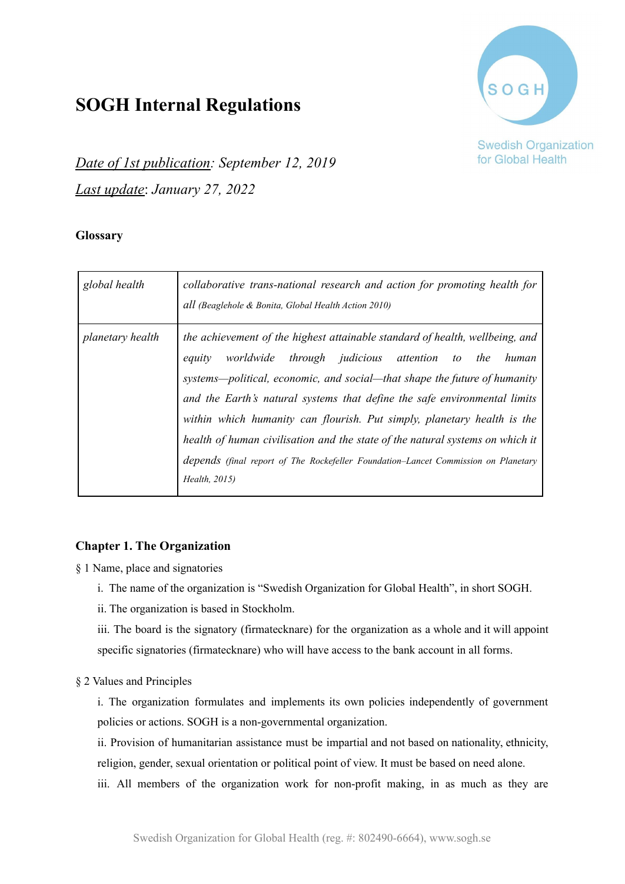# SOGH Internal Regulations

SOGH
Swedish Organization for Global Health

*<u>Date of 1st publication</u>: September 12, 2019*

*<u>Last update</u>: January 27, 2022*

**Glossary**

| | |
|---|---|
| *global health* | *collaborative trans-national research and action for promoting health for all (Beaglehole & Bonita, Global Health Action 2010)* |
| *planetary health* | *the achievement of the highest attainable standard of health, wellbeing, and equity worldwide through judicious attention to the human systems—political, economic, and social—that shape the future of humanity and the Earth's natural systems that define the safe environmental limits within which humanity can flourish. Put simply, planetary health is the health of human civilisation and the state of the natural systems on which it depends (final report of The Rockefeller Foundation–Lancet Commission on Planetary Health, 2015)* |

**Chapter 1. The Organization**

§ 1 Name, place and signatories

i. The name of the organization is "Swedish Organization for Global Health", in short SOGH.

ii. The organization is based in Stockholm.

iii. The board is the signatory (firmatecknare) for the organization as a whole and it will appoint specific signatories (firmatecknare) who will have access to the bank account in all forms.

§ 2 Values and Principles

i. The organization formulates and implements its own policies independently of government policies or actions. SOGH is a non-governmental organization.

ii. Provision of humanitarian assistance must be impartial and not based on nationality, ethnicity, religion, gender, sexual orientation or political point of view. It must be based on need alone.

iii. All members of the organization work for non-profit making, in as much as they are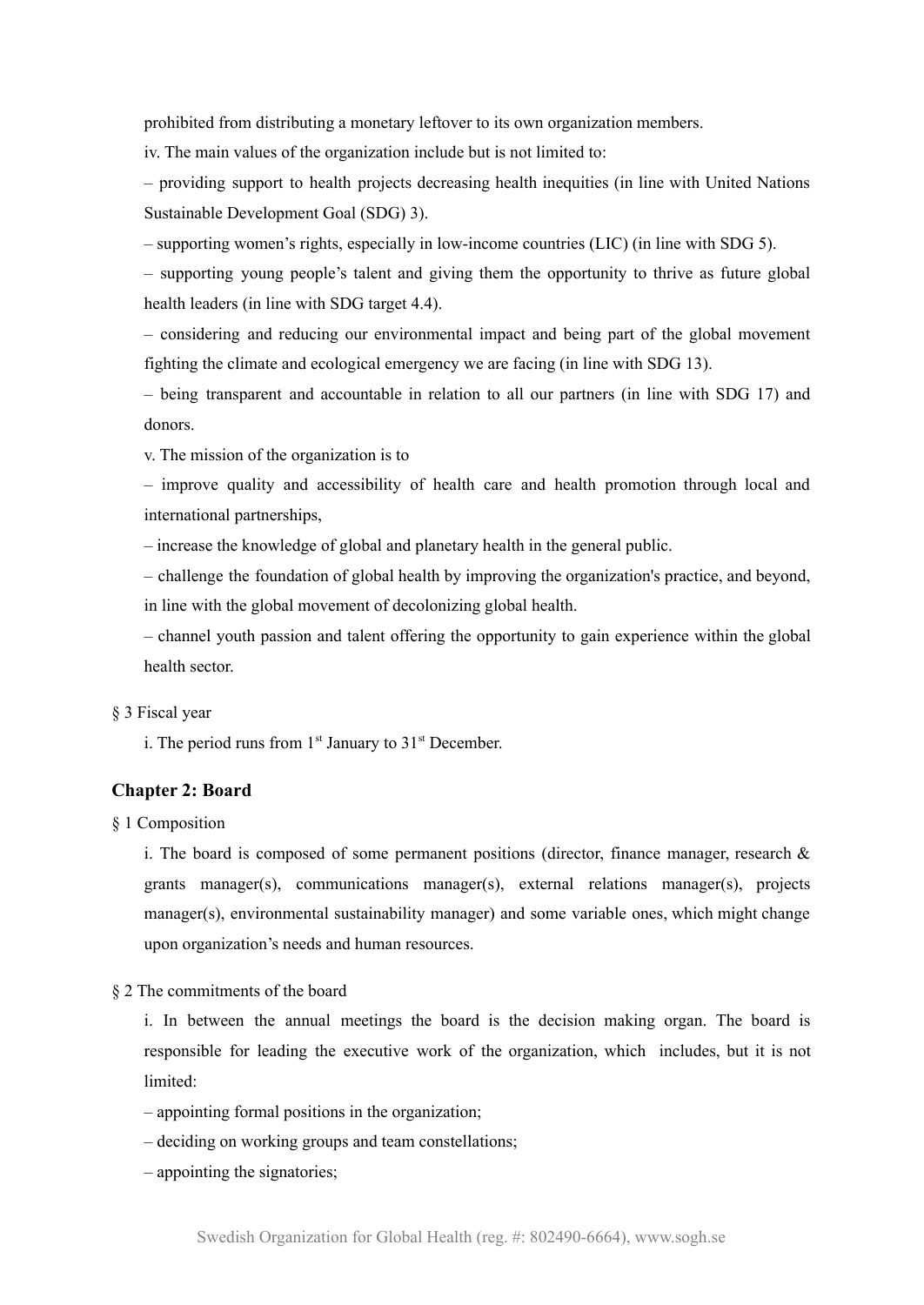prohibited from distributing a monetary leftover to its own organization members.

iv. The main values of the organization include but is not limited to:

– providing support to health projects decreasing health inequities (in line with United Nations Sustainable Development Goal (SDG) 3).

– supporting women's rights, especially in low-income countries (LIC) (in line with SDG 5).

– supporting young people's talent and giving them the opportunity to thrive as future global health leaders (in line with SDG target 4.4).

– considering and reducing our environmental impact and being part of the global movement fighting the climate and ecological emergency we are facing (in line with SDG 13).

– being transparent and accountable in relation to all our partners (in line with SDG 17) and donors.

v. The mission of the organization is to

– improve quality and accessibility of health care and health promotion through local and international partnerships,

– increase the knowledge of global and planetary health in the general public.

– challenge the foundation of global health by improving the organization's practice, and beyond, in line with the global movement of decolonizing global health.

– channel youth passion and talent offering the opportunity to gain experience within the global health sector.

§ 3 Fiscal year

i. The period runs from 1st January to 31st December.

## Chapter 2: Board

§ 1 Composition

i. The board is composed of some permanent positions (director, finance manager, research & grants manager(s), communications manager(s), external relations manager(s), projects manager(s), environmental sustainability manager) and some variable ones, which might change upon organization's needs and human resources.

§ 2 The commitments of the board

i. In between the annual meetings the board is the decision making organ. The board is responsible for leading the executive work of the organization, which includes, but it is not limited:

– appointing formal positions in the organization;

– deciding on working groups and team constellations;

– appointing the signatories;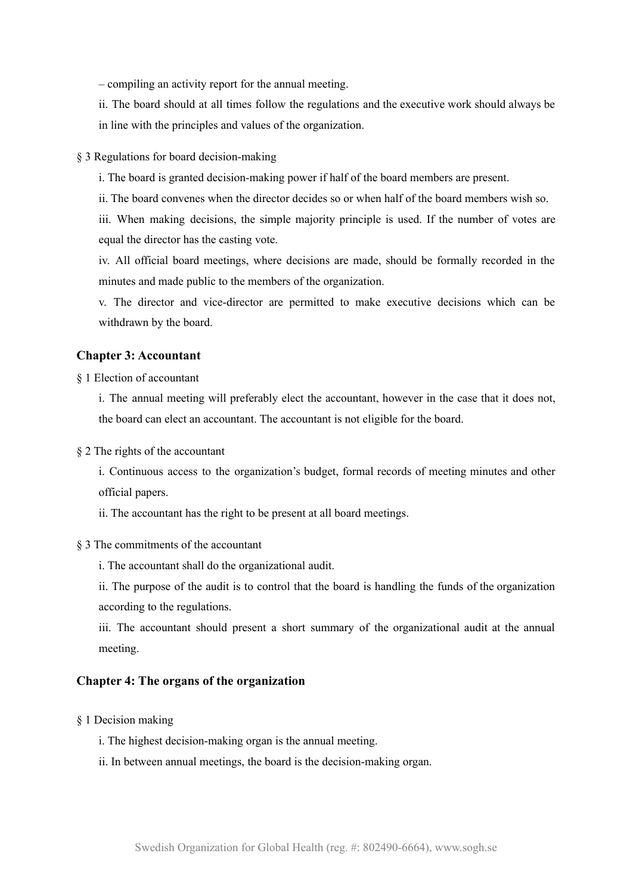– compiling an activity report for the annual meeting.

ii. The board should at all times follow the regulations and the executive work should always be in line with the principles and values of the organization.

§ 3 Regulations for board decision-making

i. The board is granted decision-making power if half of the board members are present.

ii. The board convenes when the director decides so or when half of the board members wish so.

iii. When making decisions, the simple majority principle is used. If the number of votes are equal the director has the casting vote.

iv. All official board meetings, where decisions are made, should be formally recorded in the minutes and made public to the members of the organization.

v. The director and vice-director are permitted to make executive decisions which can be withdrawn by the board.

### Chapter 3: Accountant

§ 1 Election of accountant

i. The annual meeting will preferably elect the accountant, however in the case that it does not, the board can elect an accountant. The accountant is not eligible for the board.

§ 2 The rights of the accountant

i. Continuous access to the organization's budget, formal records of meeting minutes and other official papers.

ii. The accountant has the right to be present at all board meetings.

§ 3 The commitments of the accountant

i. The accountant shall do the organizational audit.

ii. The purpose of the audit is to control that the board is handling the funds of the organization according to the regulations.

iii. The accountant should present a short summary of the organizational audit at the annual meeting.

### Chapter 4: The organs of the organization

§ 1 Decision making

i. The highest decision-making organ is the annual meeting.

ii. In between annual meetings, the board is the decision-making organ.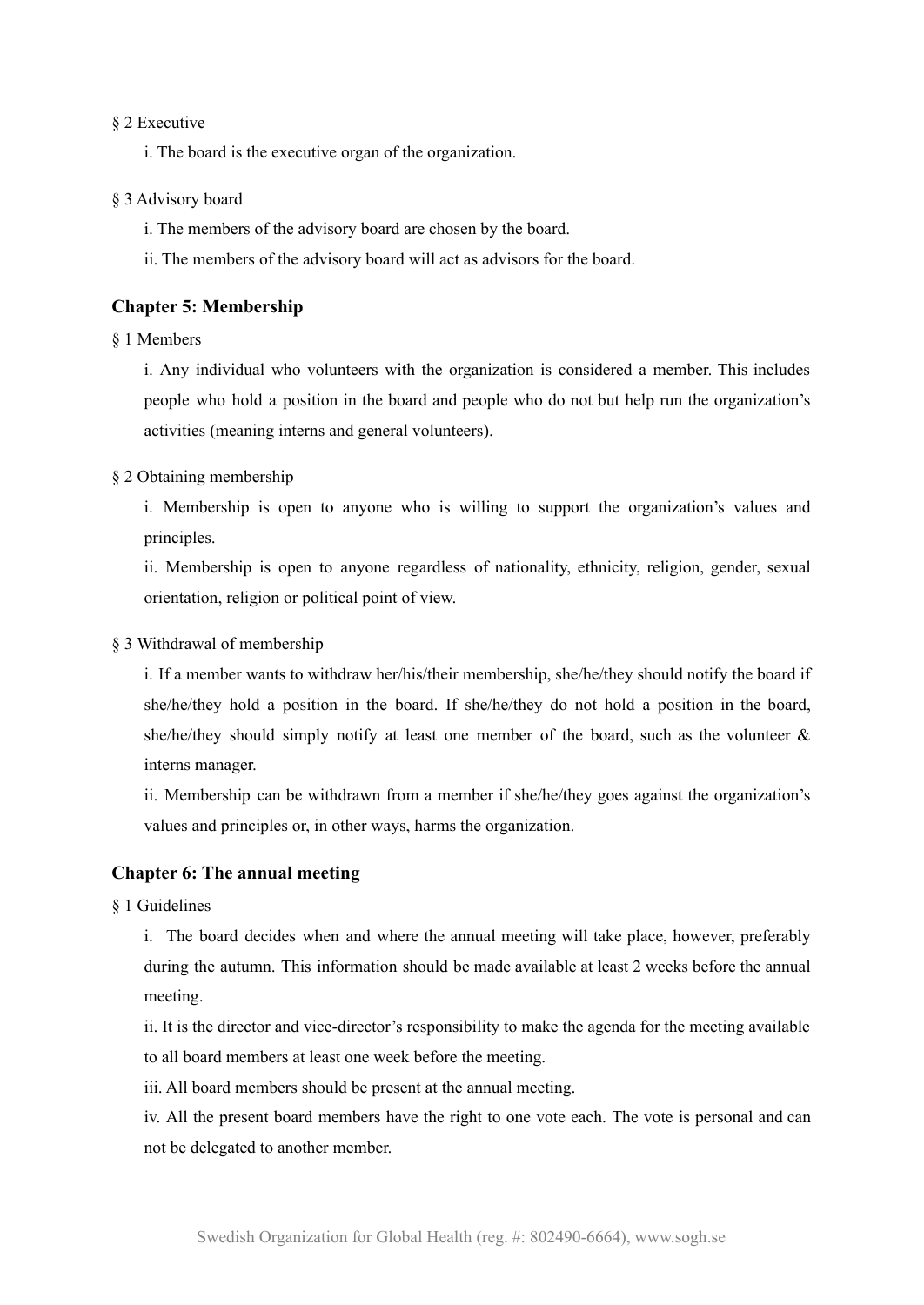§ 2 Executive

i. The board is the executive organ of the organization.

§ 3 Advisory board

i. The members of the advisory board are chosen by the board.

ii. The members of the advisory board will act as advisors for the board.

### Chapter 5: Membership

§ 1 Members

i. Any individual who volunteers with the organization is considered a member. This includes people who hold a position in the board and people who do not but help run the organization's activities (meaning interns and general volunteers).

§ 2 Obtaining membership

i. Membership is open to anyone who is willing to support the organization's values and principles.

ii. Membership is open to anyone regardless of nationality, ethnicity, religion, gender, sexual orientation, religion or political point of view.

§ 3 Withdrawal of membership

i. If a member wants to withdraw her/his/their membership, she/he/they should notify the board if she/he/they hold a position in the board. If she/he/they do not hold a position in the board, she/he/they should simply notify at least one member of the board, such as the volunteer & interns manager.

ii. Membership can be withdrawn from a member if she/he/they goes against the organization's values and principles or, in other ways, harms the organization.

### Chapter 6: The annual meeting

§ 1 Guidelines

i. The board decides when and where the annual meeting will take place, however, preferably during the autumn. This information should be made available at least 2 weeks before the annual meeting.

ii. It is the director and vice-director's responsibility to make the agenda for the meeting available to all board members at least one week before the meeting.

iii. All board members should be present at the annual meeting.

iv. All the present board members have the right to one vote each. The vote is personal and can not be delegated to another member.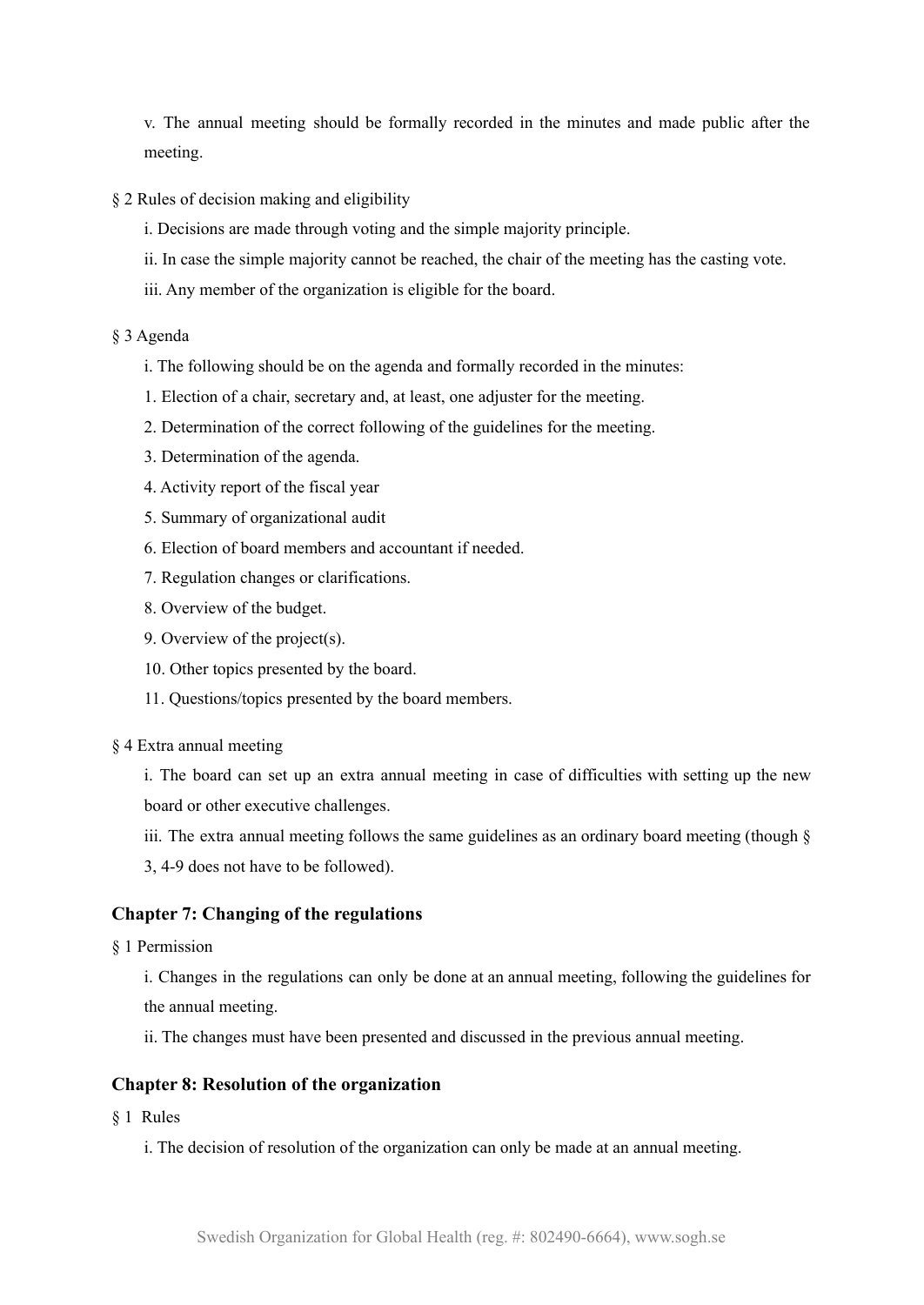v. The annual meeting should be formally recorded in the minutes and made public after the meeting.

§ 2 Rules of decision making and eligibility

i. Decisions are made through voting and the simple majority principle.

ii. In case the simple majority cannot be reached, the chair of the meeting has the casting vote.

iii. Any member of the organization is eligible for the board.

§ 3 Agenda

i. The following should be on the agenda and formally recorded in the minutes:

1. Election of a chair, secretary and, at least, one adjuster for the meeting.
2. Determination of the correct following of the guidelines for the meeting.
3. Determination of the agenda.
4. Activity report of the fiscal year
5. Summary of organizational audit
6. Election of board members and accountant if needed.
7. Regulation changes or clarifications.
8. Overview of the budget.
9. Overview of the project(s).
10. Other topics presented by the board.
11. Questions/topics presented by the board members.

§ 4 Extra annual meeting

i. The board can set up an extra annual meeting in case of difficulties with setting up the new board or other executive challenges.

iii. The extra annual meeting follows the same guidelines as an ordinary board meeting (though § 3, 4-9 does not have to be followed).

### Chapter 7: Changing of the regulations

§ 1 Permission

i. Changes in the regulations can only be done at an annual meeting, following the guidelines for the annual meeting.

ii. The changes must have been presented and discussed in the previous annual meeting.

### Chapter 8: Resolution of the organization

§ 1 Rules

i. The decision of resolution of the organization can only be made at an annual meeting.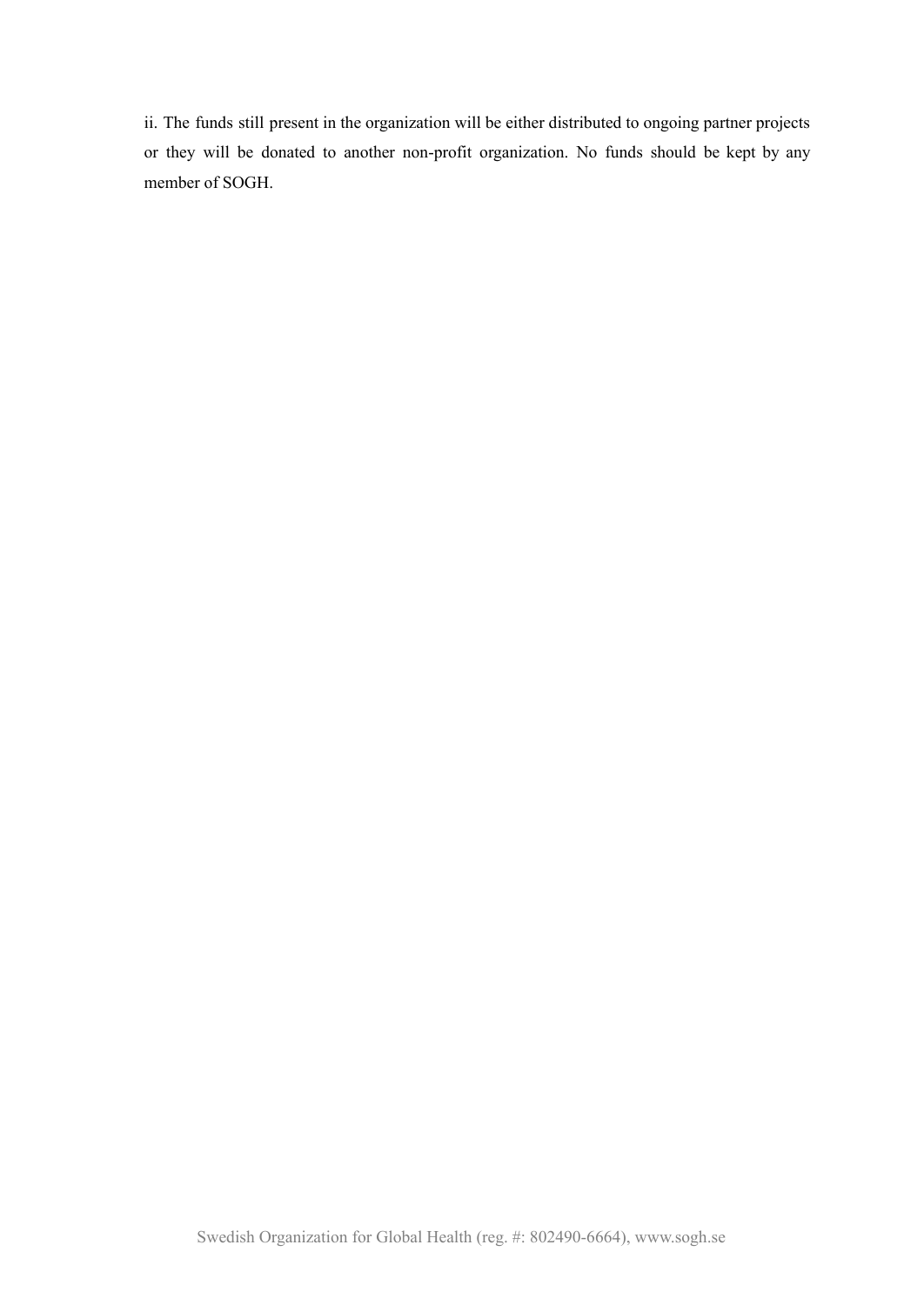ii. The funds still present in the organization will be either distributed to ongoing partner projects or they will be donated to another non-profit organization. No funds should be kept by any member of SOGH.